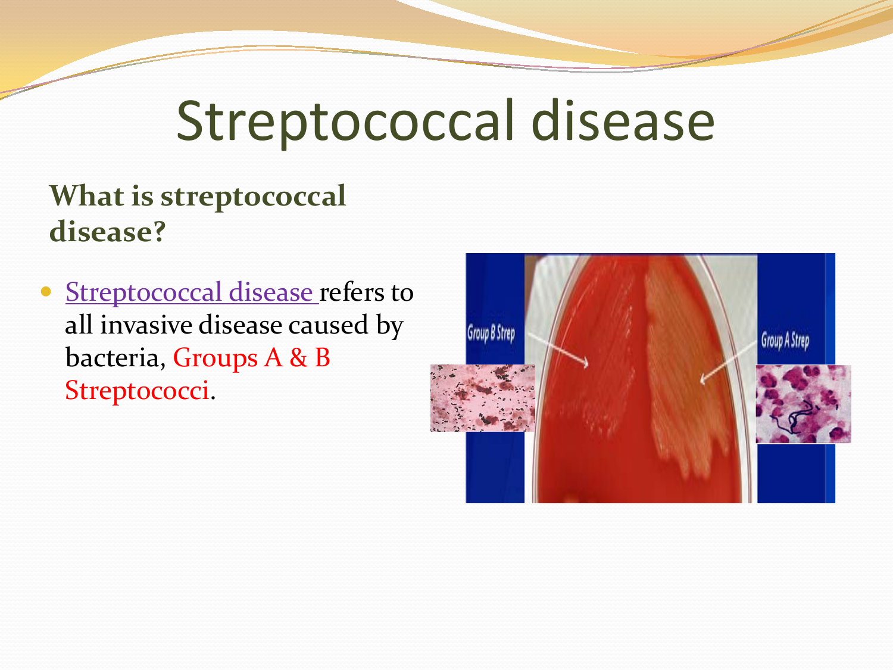# Streptococcal disease

**What is streptococcal disease?**

- Streptococcal disease refers to all invasive disease caused by bacteria, Groups A & B Streptococci.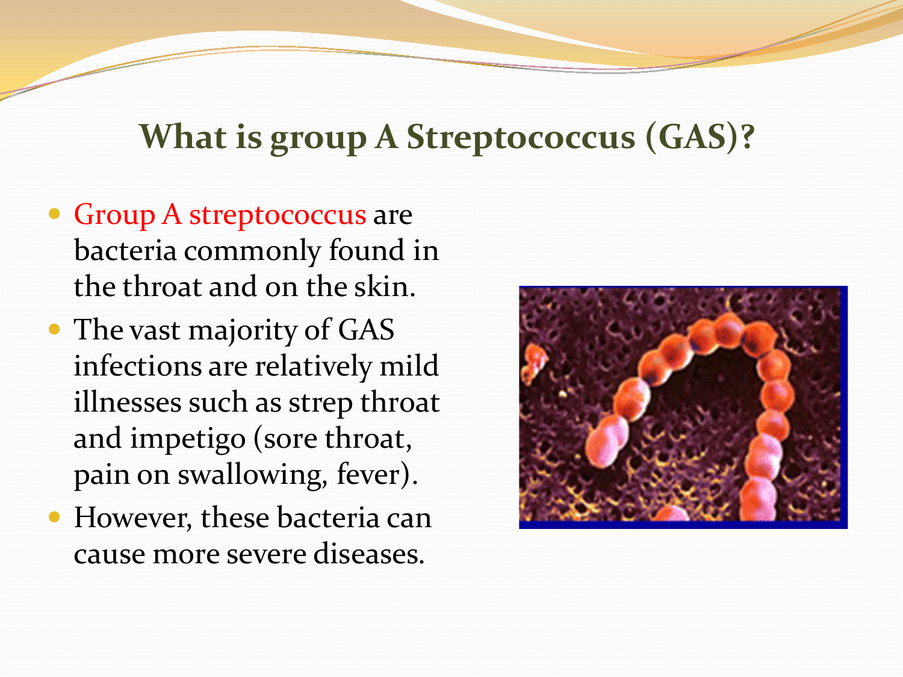## What is group A Streptococcus (GAS)?

- Group A streptococcus are bacteria commonly found in the throat and on the skin.
- The vast majority of GAS infections are relatively mild illnesses such as strep throat and impetigo (sore throat, pain on swallowing, fever).
- However, these bacteria can cause more severe diseases.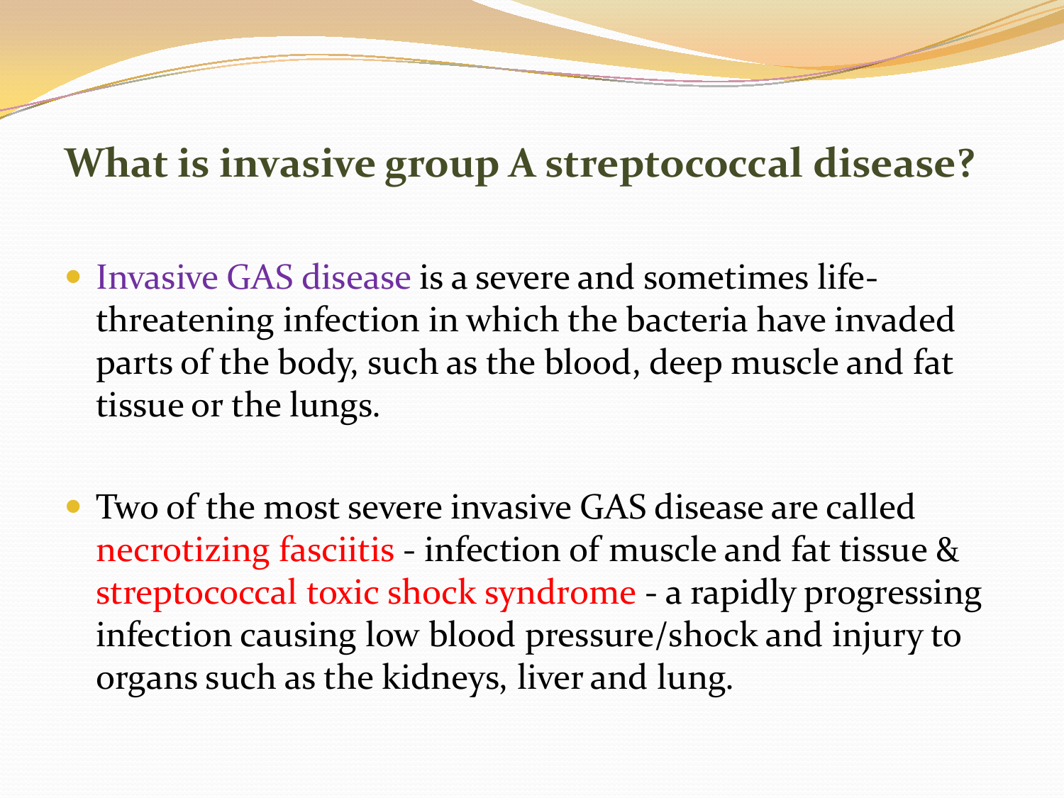# What is invasive group A streptococcal disease?

- Invasive GAS disease is a severe and sometimes life-threatening infection in which the bacteria have invaded parts of the body, such as the blood, deep muscle and fat tissue or the lungs.

- Two of the most severe invasive GAS disease are called necrotizing fasciitis - infection of muscle and fat tissue & streptococcal toxic shock syndrome - a rapidly progressing infection causing low blood pressure/shock and injury to organs such as the kidneys, liver and lung.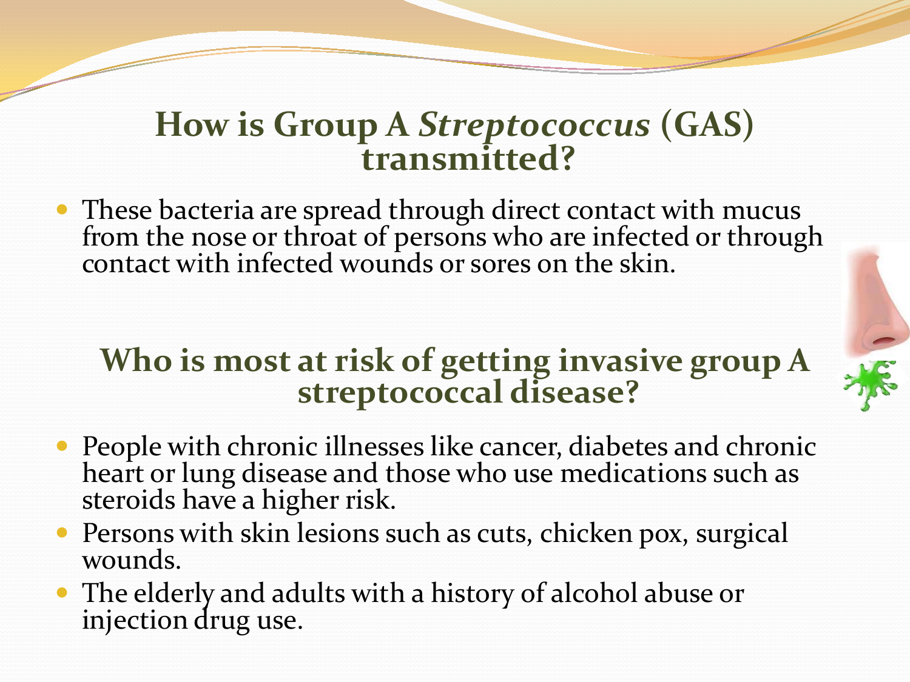## How is Group A *Streptococcus* (GAS) transmitted?

- These bacteria are spread through direct contact with mucus from the nose or throat of persons who are infected or through contact with infected wounds or sores on the skin.

## Who is most at risk of getting invasive group A streptococcal disease?

- People with chronic illnesses like cancer, diabetes and chronic heart or lung disease and those who use medications such as steroids have a higher risk.
- Persons with skin lesions such as cuts, chicken pox, surgical wounds.
- The elderly and adults with a history of alcohol abuse or injection drug use.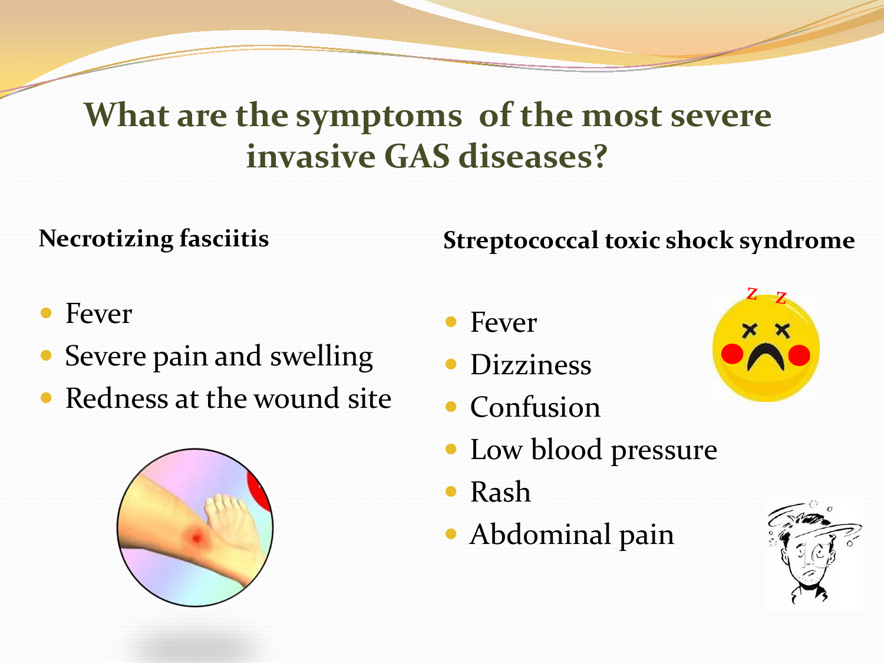# What are the symptoms of the most severe invasive GAS diseases?

**Necrotizing fasciitis**

- Fever
- Severe pain and swelling
- Redness at the wound site

**Streptococcal toxic shock syndrome**

- Fever
- Dizziness
- Confusion
- Low blood pressure
- Rash
- Abdominal pain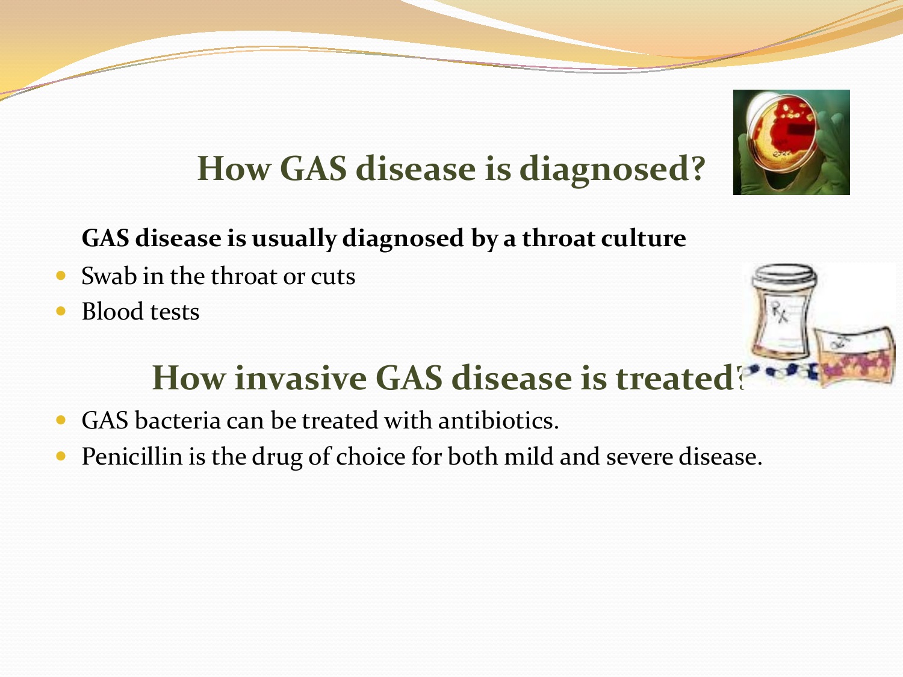## How GAS disease is diagnosed?

**GAS disease is usually diagnosed by a throat culture**

- Swab in the throat or cuts
- Blood tests

## How invasive GAS disease is treated?

- GAS bacteria can be treated with antibiotics.
- Penicillin is the drug of choice for both mild and severe disease.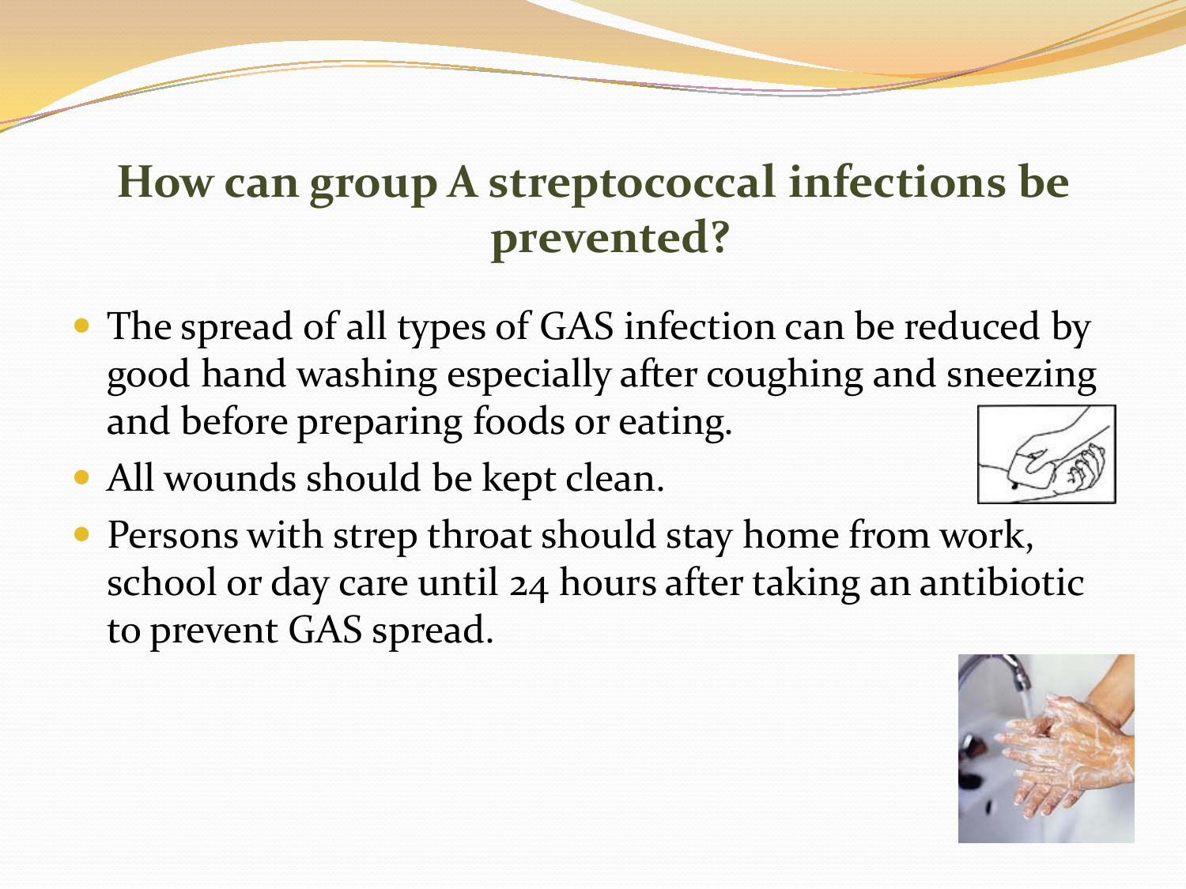# How can group A streptococcal infections be prevented?

- The spread of all types of GAS infection can be reduced by good hand washing especially after coughing and sneezing and before preparing foods or eating.
- All wounds should be kept clean.
- Persons with strep throat should stay home from work, school or day care until 24 hours after taking an antibiotic to prevent GAS spread.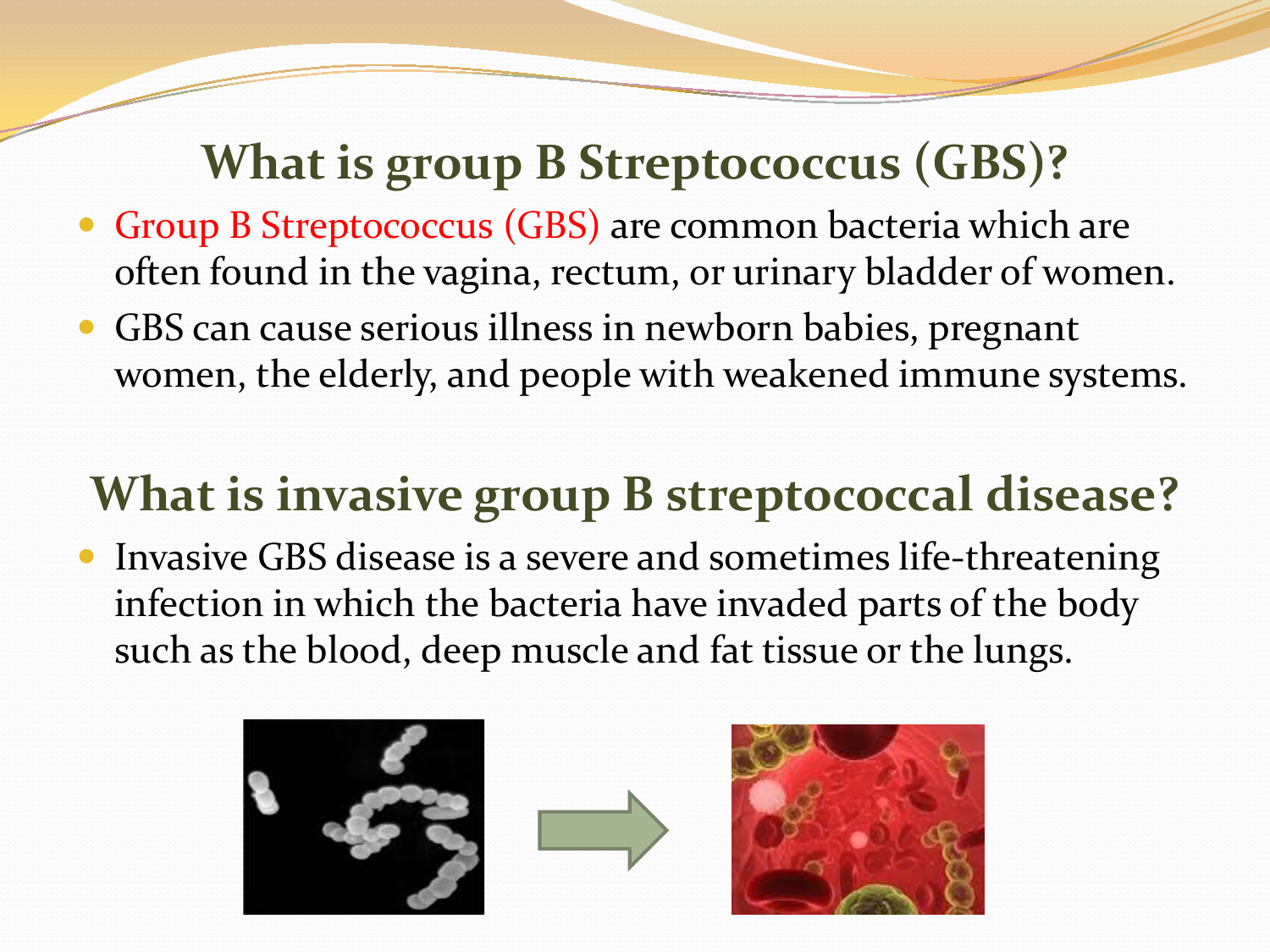## What is group B Streptococcus (GBS)?

- Group B Streptococcus (GBS) are common bacteria which are often found in the vagina, rectum, or urinary bladder of women.
- GBS can cause serious illness in newborn babies, pregnant women, the elderly, and people with weakened immune systems.

## What is invasive group B streptococcal disease?

- Invasive GBS disease is a severe and sometimes life-threatening infection in which the bacteria have invaded parts of the body such as the blood, deep muscle and fat tissue or the lungs.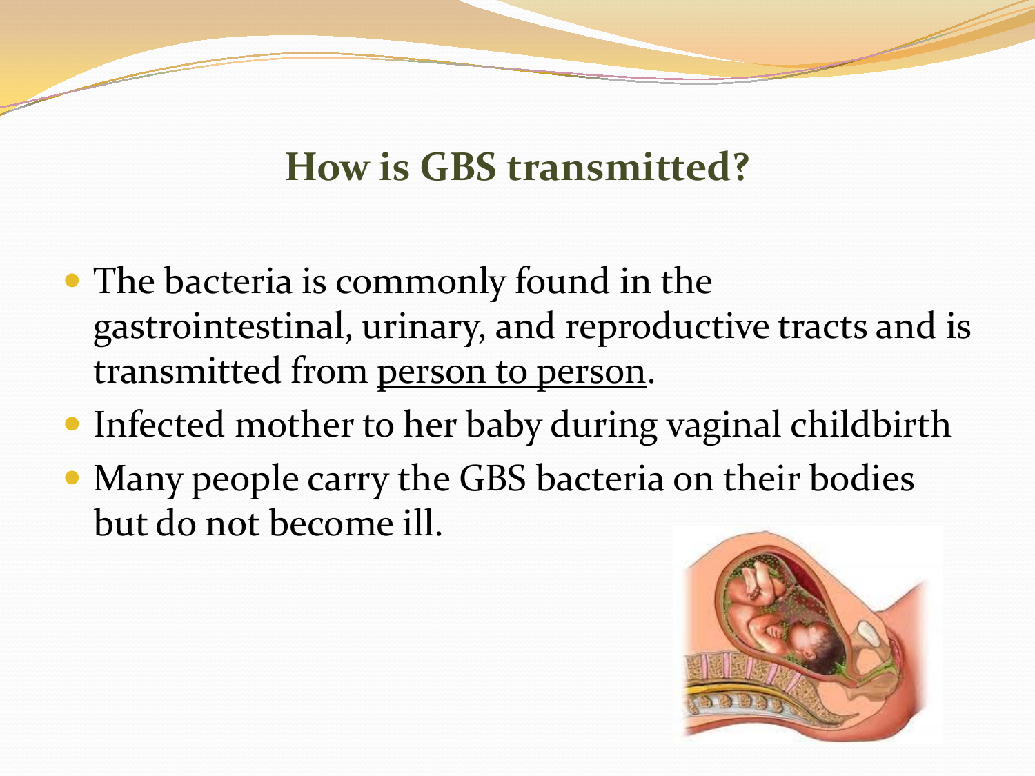## How is GBS transmitted?

- The bacteria is commonly found in the gastrointestinal, urinary, and reproductive tracts and is transmitted from person to person.
- Infected mother to her baby during vaginal childbirth
- Many people carry the GBS bacteria on their bodies but do not become ill.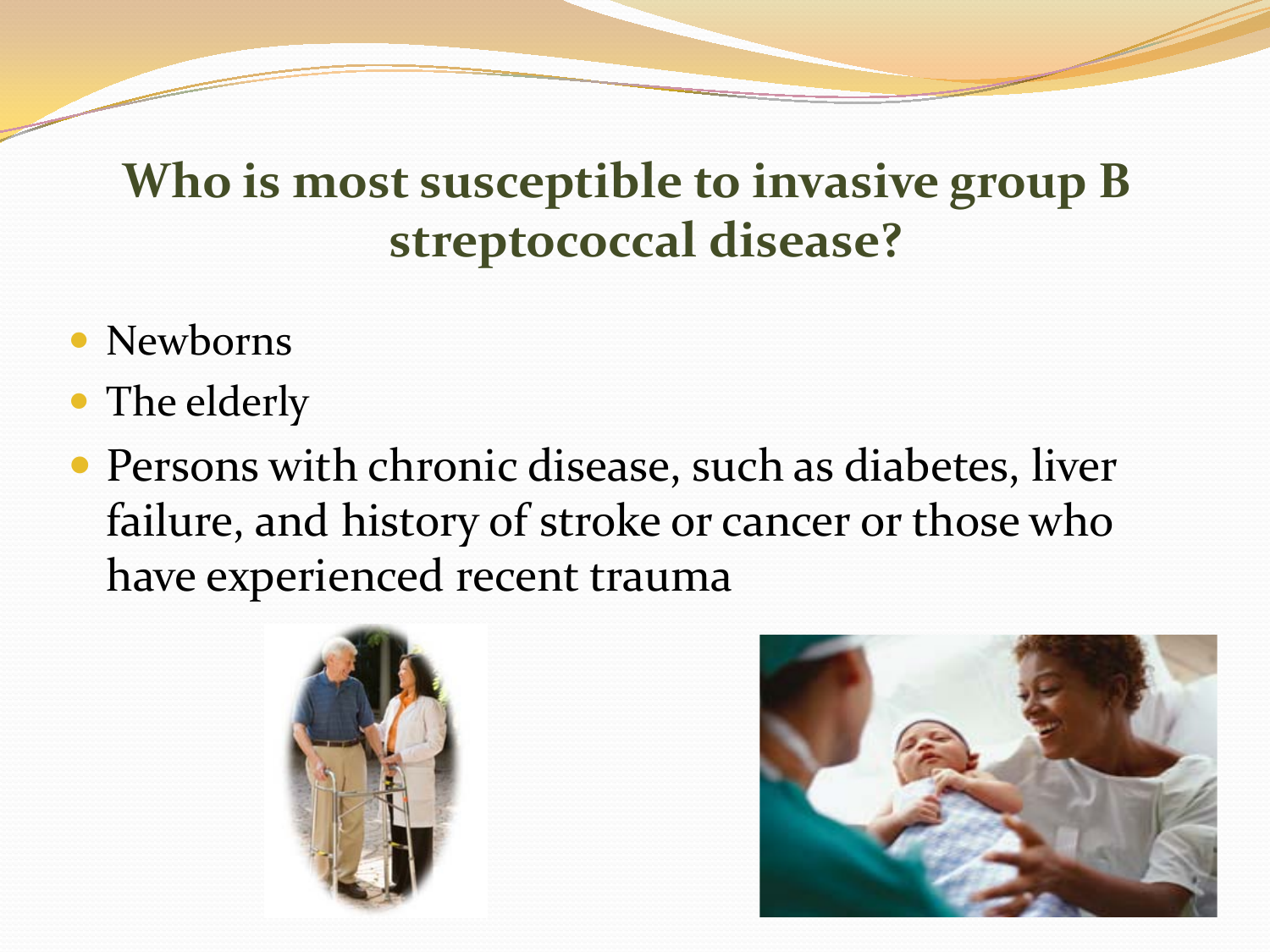# Who is most susceptible to invasive group B streptococcal disease?

- Newborns
- The elderly
- Persons with chronic disease, such as diabetes, liver failure, and history of stroke or cancer or those who have experienced recent trauma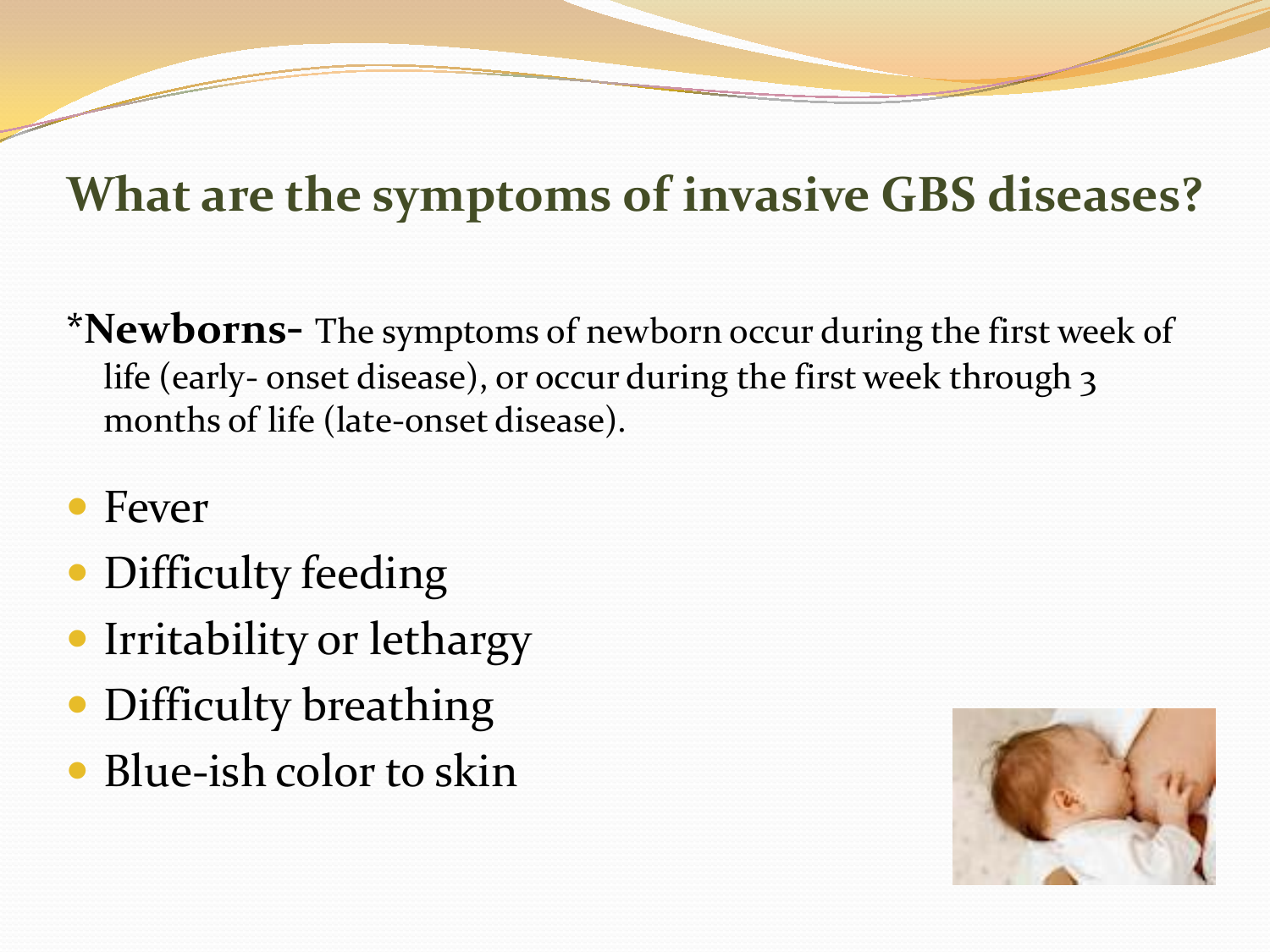## What are the symptoms of invasive GBS diseases?

***Newborns-** The symptoms of newborn occur during the first week of life (early- onset disease), or occur during the first week through 3 months of life (late-onset disease).

- Fever
- Difficulty feeding
- Irritability or lethargy
- Difficulty breathing
- Blue-ish color to skin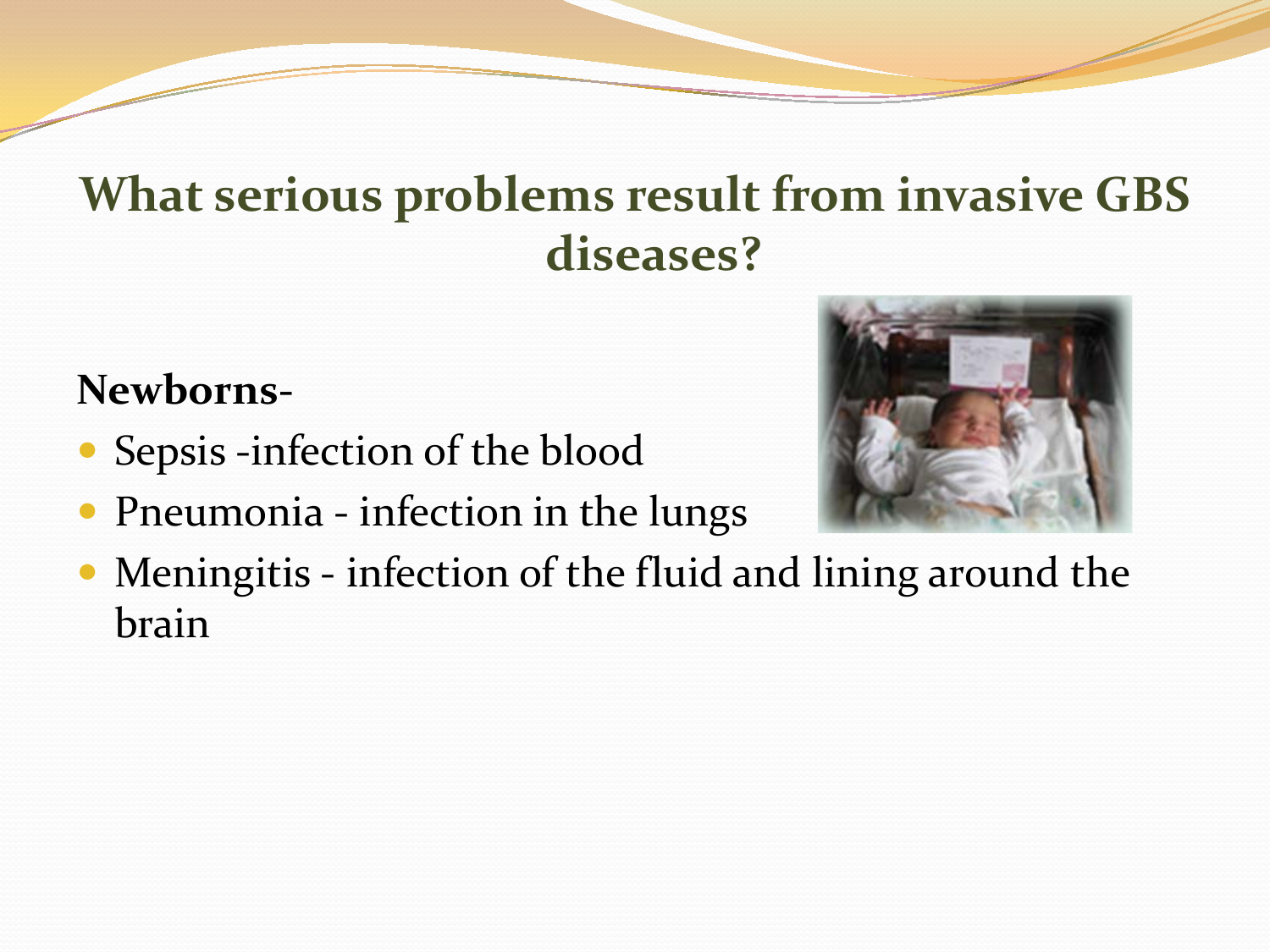# What serious problems result from invasive GBS diseases?

**Newborns-**

- Sepsis -infection of the blood
- Pneumonia - infection in the lungs
- Meningitis - infection of the fluid and lining around the brain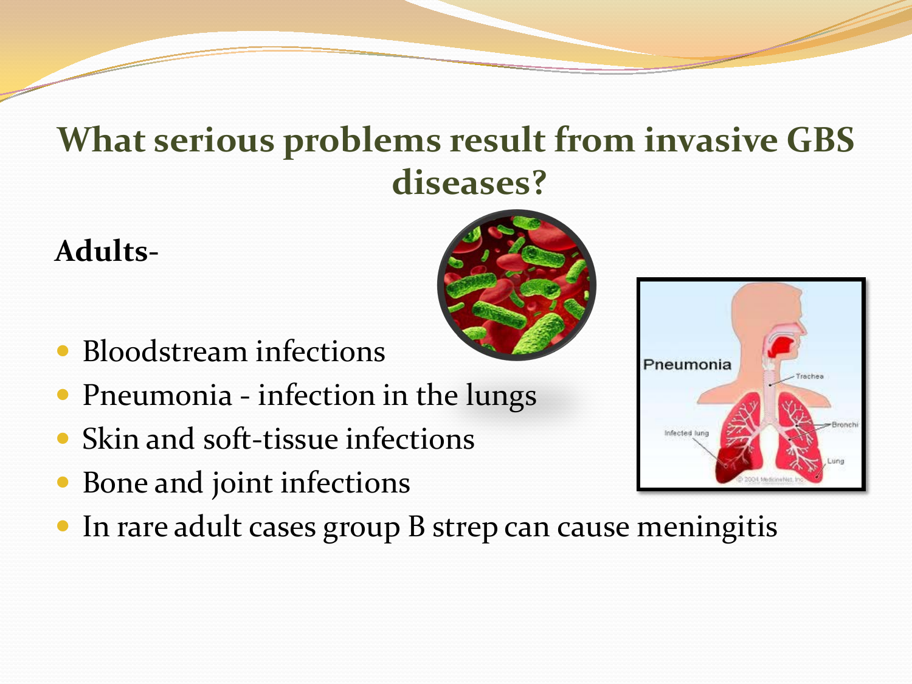# What serious problems result from invasive GBS diseases?

**Adults-**

- Bloodstream infections
- Pneumonia - infection in the lungs
- Skin and soft-tissue infections
- Bone and joint infections
- In rare adult cases group B strep can cause meningitis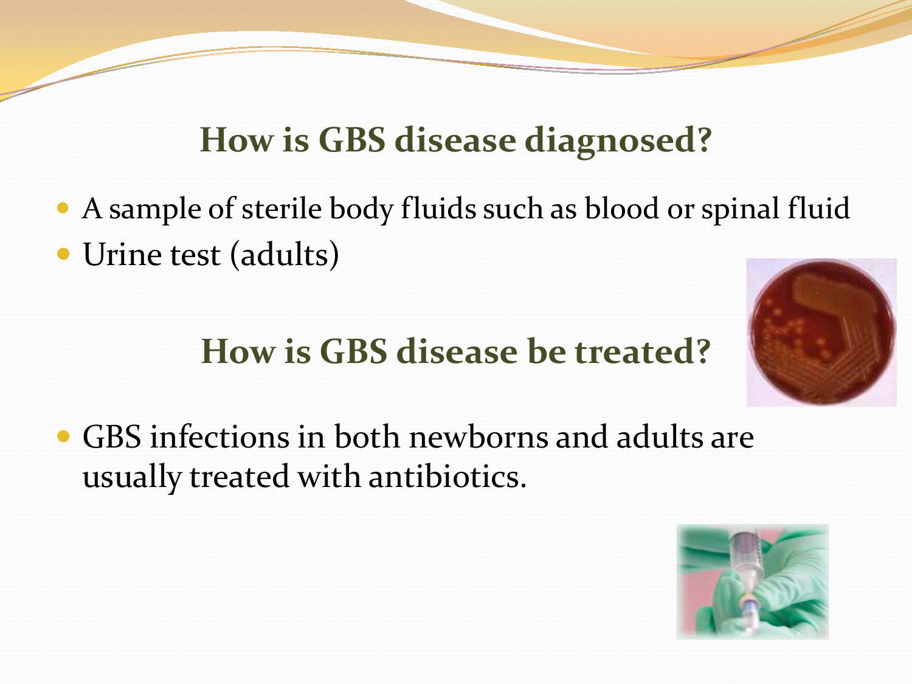## How is GBS disease diagnosed?

- A sample of sterile body fluids such as blood or spinal fluid
- Urine test (adults)

## How is GBS disease be treated?

- GBS infections in both newborns and adults are usually treated with antibiotics.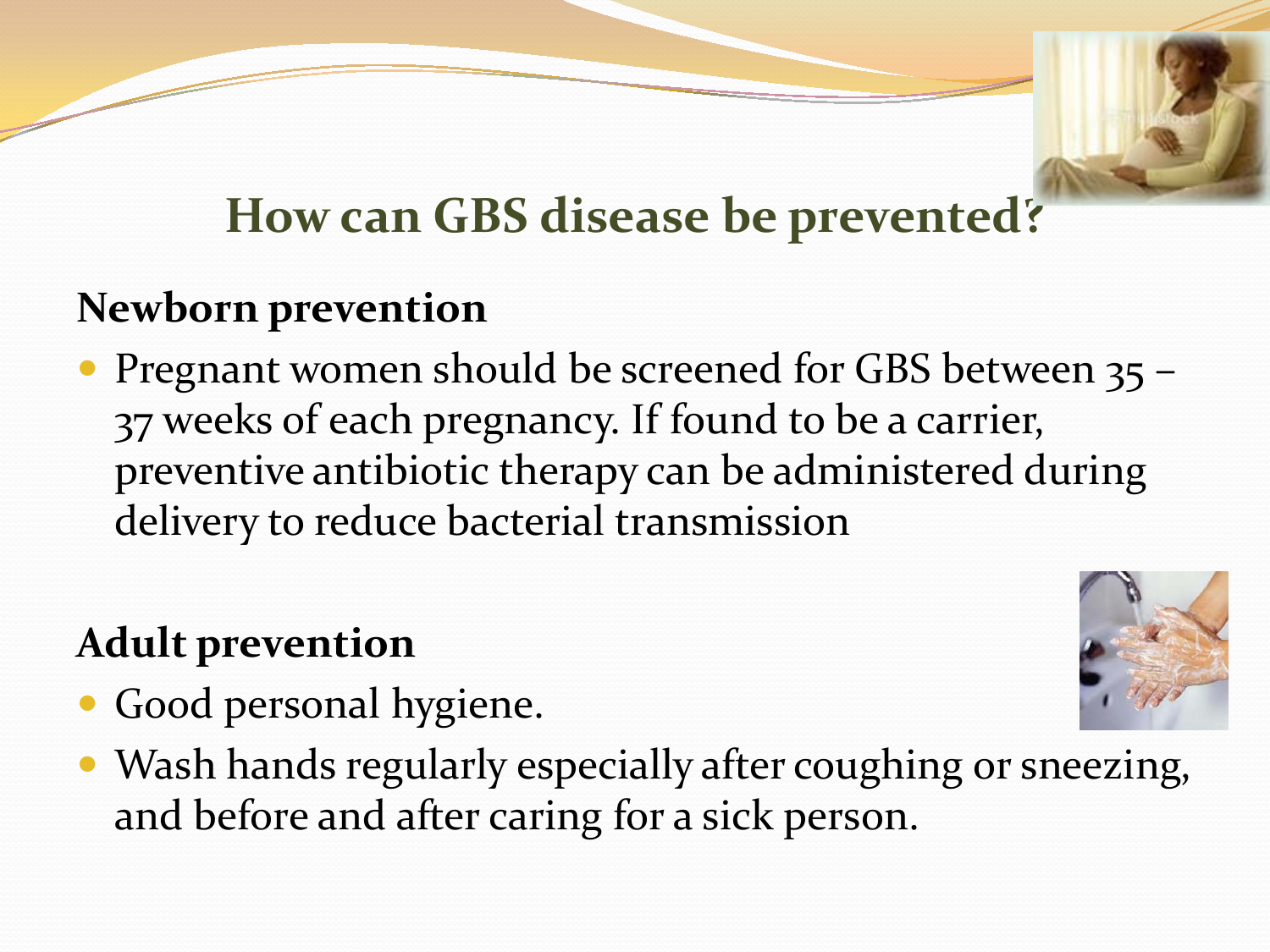# How can GBS disease be prevented?

### Newborn prevention

- Pregnant women should be screened for GBS between 35 – 37 weeks of each pregnancy. If found to be a carrier, preventive antibiotic therapy can be administered during delivery to reduce bacterial transmission

### Adult prevention

- Good personal hygiene.
- Wash hands regularly especially after coughing or sneezing, and before and after caring for a sick person.